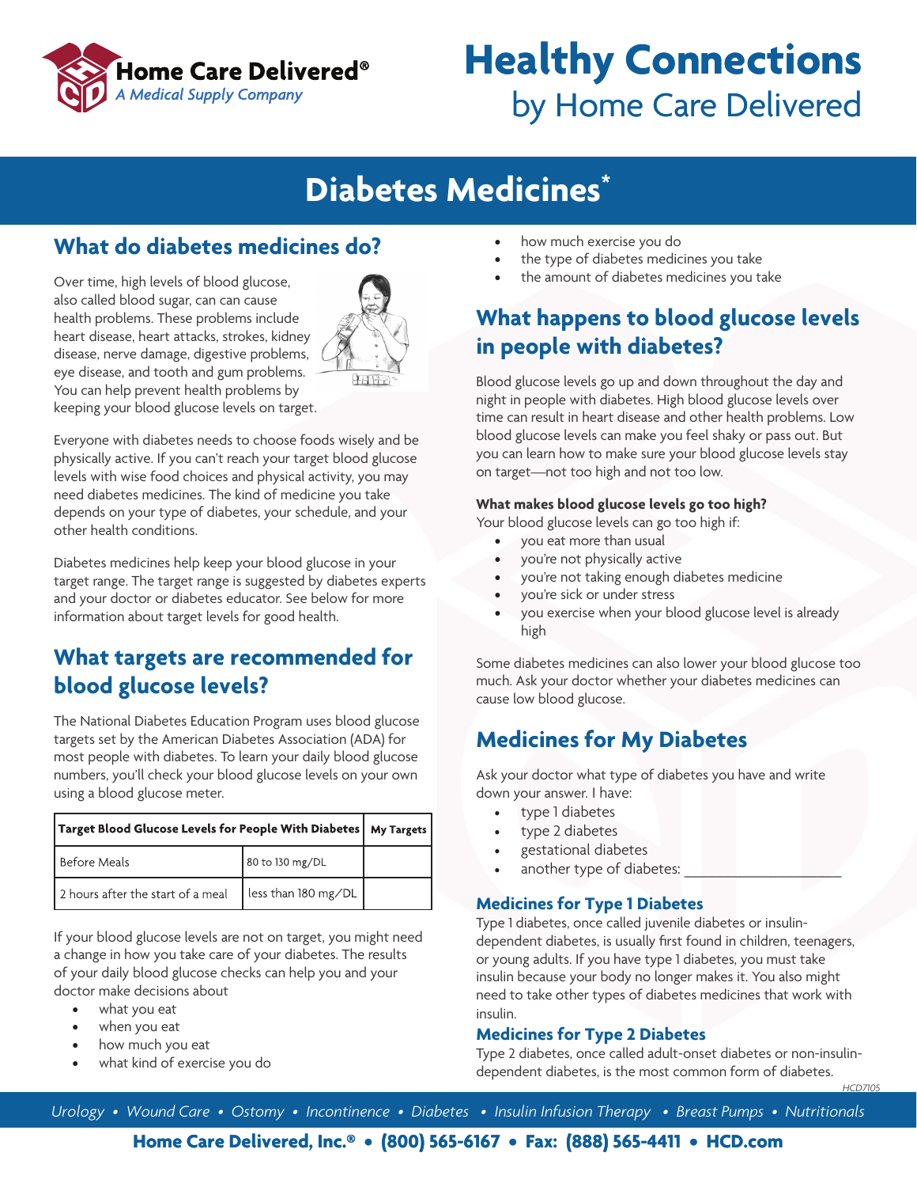# Healthy Connections

by Home Care Delivered

# Diabetes Medicines*

## What do diabetes medicines do?

Over time, high levels of blood glucose, also called blood sugar, can can cause health problems. These problems include heart disease, heart attacks, strokes, kidney disease, nerve damage, digestive problems, eye disease, and tooth and gum problems. You can help prevent health problems by keeping your blood glucose levels on target.

Everyone with diabetes needs to choose foods wisely and be physically active. If you can't reach your target blood glucose levels with wise food choices and physical activity, you may need diabetes medicines. The kind of medicine you take depends on your type of diabetes, your schedule, and your other health conditions.

Diabetes medicines help keep your blood glucose in your target range. The target range is suggested by diabetes experts and your doctor or diabetes educator. See below for more information about target levels for good health.

## What targets are recommended for blood glucose levels?

The National Diabetes Education Program uses blood glucose targets set by the American Diabetes Association (ADA) for most people with diabetes. To learn your daily blood glucose numbers, you'll check your blood glucose levels on your own using a blood glucose meter.

| Target Blood Glucose Levels for People With Diabetes | | My Targets |
|---|---|---|
| Before Meals | 80 to 130 mg/DL | |
| 2 hours after the start of a meal | less than 180 mg/DL | |

If your blood glucose levels are not on target, you might need a change in how you take care of your diabetes. The results of your daily blood glucose checks can help you and your doctor make decisions about

- what you eat
- when you eat
- how much you eat
- what kind of exercise you do
- how much exercise you do
- the type of diabetes medicines you take
- the amount of diabetes medicines you take

## What happens to blood glucose levels in people with diabetes?

Blood glucose levels go up and down throughout the day and night in people with diabetes. High blood glucose levels over time can result in heart disease and other health problems. Low blood glucose levels can make you feel shaky or pass out. But you can learn how to make sure your blood glucose levels stay on target—not too high and not too low.

**What makes blood glucose levels go too high?**

Your blood glucose levels can go too high if:

- you eat more than usual
- you're not physically active
- you're not taking enough diabetes medicine
- you're sick or under stress
- you exercise when your blood glucose level is already high

Some diabetes medicines can also lower your blood glucose too much. Ask your doctor whether your diabetes medicines can cause low blood glucose.

## Medicines for My Diabetes

Ask your doctor what type of diabetes you have and write down your answer. I have:

- type 1 diabetes
- type 2 diabetes
- gestational diabetes
- another type of diabetes: ____________________

### Medicines for Type 1 Diabetes

Type 1 diabetes, once called juvenile diabetes or insulin-dependent diabetes, is usually first found in children, teenagers, or young adults. If you have type 1 diabetes, you must take insulin because your body no longer makes it. You also might need to take other types of diabetes medicines that work with insulin.

### Medicines for Type 2 Diabetes

Type 2 diabetes, once called adult-onset diabetes or non-insulin-dependent diabetes, is the most common form of diabetes.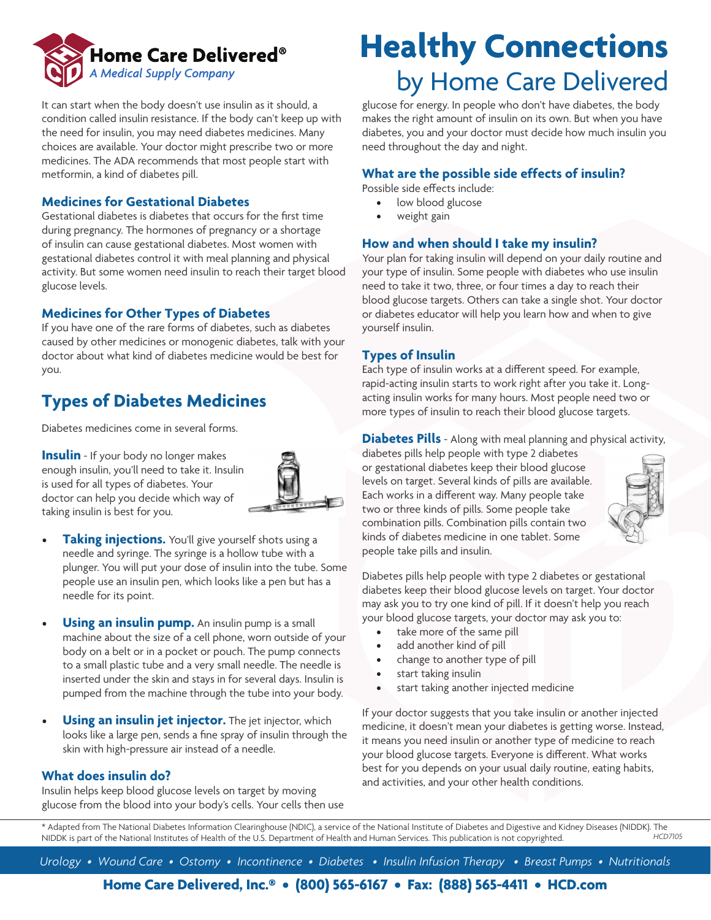It can start when the body doesn't use insulin as it should, a condition called insulin resistance. If the body can't keep up with the need for insulin, you may need diabetes medicines. Many choices are available. Your doctor might prescribe two or more medicines. The ADA recommends that most people start with metformin, a kind of diabetes pill.

### Medicines for Gestational Diabetes

Gestational diabetes is diabetes that occurs for the first time during pregnancy. The hormones of pregnancy or a shortage of insulin can cause gestational diabetes. Most women with gestational diabetes control it with meal planning and physical activity. But some women need insulin to reach their target blood glucose levels.

### Medicines for Other Types of Diabetes

If you have one of the rare forms of diabetes, such as diabetes caused by other medicines or monogenic diabetes, talk with your doctor about what kind of diabetes medicine would be best for you.

## Types of Diabetes Medicines

Diabetes medicines come in several forms.

**Insulin** - If your body no longer makes enough insulin, you'll need to take it. Insulin is used for all types of diabetes. Your doctor can help you decide which way of taking insulin is best for you.

- **Taking injections.** You'll give yourself shots using a needle and syringe. The syringe is a hollow tube with a plunger. You will put your dose of insulin into the tube. Some people use an insulin pen, which looks like a pen but has a needle for its point.
- **Using an insulin pump.** An insulin pump is a small machine about the size of a cell phone, worn outside of your body on a belt or in a pocket or pouch. The pump connects to a small plastic tube and a very small needle. The needle is inserted under the skin and stays in for several days. Insulin is pumped from the machine through the tube into your body.
- **Using an insulin jet injector.** The jet injector, which looks like a large pen, sends a fine spray of insulin through the skin with high-pressure air instead of a needle.

### What does insulin do?

Insulin helps keep blood glucose levels on target by moving glucose from the blood into your body's cells. Your cells then use glucose for energy. In people who don't have diabetes, the body makes the right amount of insulin on its own. But when you have diabetes, you and your doctor must decide how much insulin you need throughout the day and night.

### What are the possible side effects of insulin?

Possible side effects include:

- low blood glucose
- weight gain

### How and when should I take my insulin?

Your plan for taking insulin will depend on your daily routine and your type of insulin. Some people with diabetes who use insulin need to take it two, three, or four times a day to reach their blood glucose targets. Others can take a single shot. Your doctor or diabetes educator will help you learn how and when to give yourself insulin.

### Types of Insulin

Each type of insulin works at a different speed. For example, rapid-acting insulin starts to work right after you take it. Long-acting insulin works for many hours. Most people need two or more types of insulin to reach their blood glucose targets.

**Diabetes Pills** - Along with meal planning and physical activity, diabetes pills help people with type 2 diabetes or gestational diabetes keep their blood glucose levels on target. Several kinds of pills are available. Each works in a different way. Many people take two or three kinds of pills. Some people take combination pills. Combination pills contain two kinds of diabetes medicine in one tablet. Some people take pills and insulin.

Diabetes pills help people with type 2 diabetes or gestational diabetes keep their blood glucose levels on target. Your doctor may ask you to try one kind of pill. If it doesn't help you reach your blood glucose targets, your doctor may ask you to:

- take more of the same pill
- add another kind of pill
- change to another type of pill
- start taking insulin
- start taking another injected medicine

If your doctor suggests that you take insulin or another injected medicine, it doesn't mean your diabetes is getting worse. Instead, it means you need insulin or another type of medicine to reach your blood glucose targets. Everyone is different. What works best for you depends on your usual daily routine, eating habits, and activities, and your other health conditions.

\* Adapted from The National Diabetes Information Clearinghouse (NDIC), a service of the National Institute of Diabetes and Digestive and Kidney Diseases (NIDDK). The NIDDK is part of the National Institutes of Health of the U.S. Department of Health and Human Services. This publication is not copyrighted. *HCD7105*